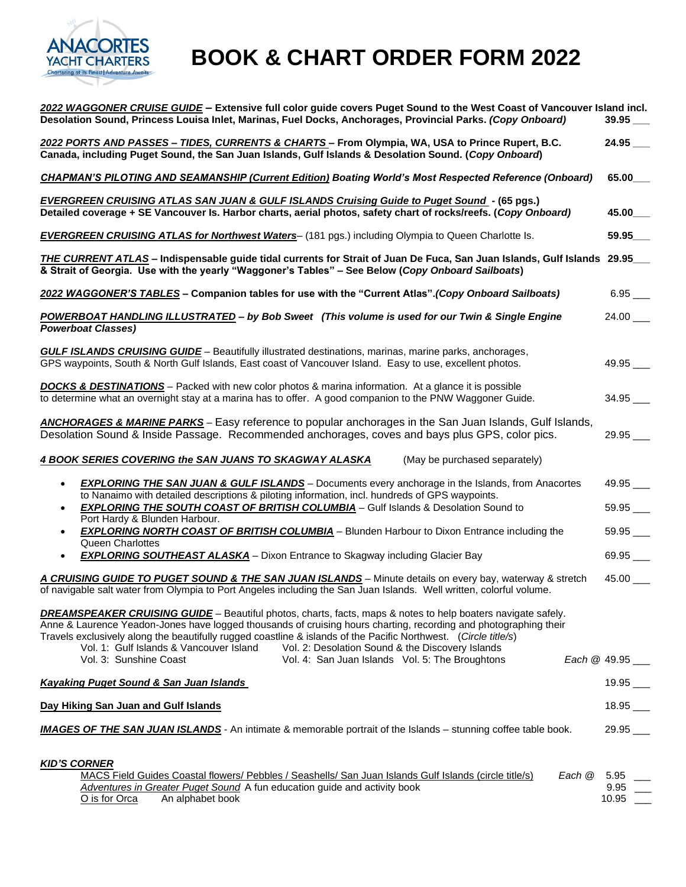ANACORTES YACHT CHARTERS
Chartering at its Finest | Adventure Awaits

# BOOK & CHART ORDER FORM 2022

***2022 WAGGONER CRUISE GUIDE* – Extensive full color guide covers Puget Sound to the West Coast of Vancouver Island incl. Desolation Sound, Princess Louisa Inlet, Marinas, Fuel Docks, Anchorages, Provincial Parks. *(Copy Onboard)*** **39.95** ___

***2022 PORTS AND PASSES – TIDES, CURRENTS & CHARTS* – From Olympia, WA, USA to Prince Rupert, B.C. Canada, including Puget Sound, the San Juan Islands, Gulf Islands & Desolation Sound. (*Copy Onboard*)** **24.95** ___

***CHAPMAN'S PILOTING AND SEAMANSHIP (Current Edition) Boating World's Most Respected Reference (Onboard)*** **65.00**___

***EVERGREEN CRUISING ATLAS SAN JUAN & GULF ISLANDS Cruising Guide to Puget Sound* - (65 pgs.) Detailed coverage + SE Vancouver Is. Harbor charts, aerial photos, safety chart of rocks/reefs. (*Copy Onboard*)** **45.00**___

***EVERGREEN CRUISING ATLAS for Northwest Waters***– (181 pgs.) including Olympia to Queen Charlotte Is. **59.95**___

***THE CURRENT ATLAS* – Indispensable guide tidal currents for Strait of Juan De Fuca, San Juan Islands, Gulf Islands & Strait of Georgia. Use with the yearly "Waggoner's Tables" – See Below (*Copy Onboard Sailboats*)** **29.95**___

***2022 WAGGONER'S TABLES* – Companion tables for use with the "Current Atlas".*(Copy Onboard Sailboats)*** 6.95 ___

***POWERBOAT HANDLING ILLUSTRATED – by Bob Sweet (This volume is used for our Twin & Single Engine Powerboat Classes)*** 24.00 ___

***GULF ISLANDS CRUISING GUIDE*** – Beautifully illustrated destinations, marinas, marine parks, anchorages, GPS waypoints, South & North Gulf Islands, East coast of Vancouver Island. Easy to use, excellent photos. 49.95 ___

***DOCKS & DESTINATIONS*** – Packed with new color photos & marina information. At a glance it is possible to determine what an overnight stay at a marina has to offer. A good companion to the PNW Waggoner Guide. 34.95 ___

***ANCHORAGES & MARINE PARKS*** – Easy reference to popular anchorages in the San Juan Islands, Gulf Islands, Desolation Sound & Inside Passage. Recommended anchorages, coves and bays plus GPS, color pics. 29.95 ___

***4 BOOK SERIES COVERING the SAN JUANS TO SKAGWAY ALASKA*** (May be purchased separately)

- ***EXPLORING THE SAN JUAN & GULF ISLANDS*** – Documents every anchorage in the Islands, from Anacortes to Nanaimo with detailed descriptions & piloting information, incl. hundreds of GPS waypoints. 49.95 ___
- ***EXPLORING THE SOUTH COAST OF BRITISH COLUMBIA*** – Gulf Islands & Desolation Sound to Port Hardy & Blunden Harbour. 59.95 ___
- ***EXPLORING NORTH COAST OF BRITISH COLUMBIA*** – Blunden Harbour to Dixon Entrance including the Queen Charlottes 59.95 ___
- ***EXPLORING SOUTHEAST ALASKA*** – Dixon Entrance to Skagway including Glacier Bay 69.95 ___

***A CRUISING GUIDE TO PUGET SOUND & THE SAN JUAN ISLANDS*** – Minute details on every bay, waterway & stretch of navigable salt water from Olympia to Port Angeles including the San Juan Islands. Well written, colorful volume. 45.00 ___

***DREAMSPEAKER CRUISING GUIDE*** – Beautiful photos, charts, facts, maps & notes to help boaters navigate safely. Anne & Laurence Yeadon-Jones have logged thousands of cruising hours charting, recording and photographing their Travels exclusively along the beautifully rugged coastline & islands of the Pacific Northwest. (*Circle title/s*)

Vol. 1: Gulf Islands & Vancouver Island Vol. 2: Desolation Sound & the Discovery Islands
Vol. 3: Sunshine Coast Vol. 4: San Juan Islands Vol. 5: The Broughtons *Each @* 49.95 ___

***Kayaking Puget Sound & San Juan Islands*** 19.95 ___

**Day Hiking San Juan and Gulf Islands** 18.95 ___

***IMAGES OF THE SAN JUAN ISLANDS*** - An intimate & memorable portrait of the Islands – stunning coffee table book. 29.95 ___

***KID'S CORNER***

MACS Field Guides Coastal flowers/ Pebbles / Seashells/ San Juan Islands Gulf Islands (circle title/s) *Each @* 5.95 ___
*Adventures in Greater Puget Sound* A fun education guide and activity book 9.95 ___
O is for Orca An alphabet book 10.95 ___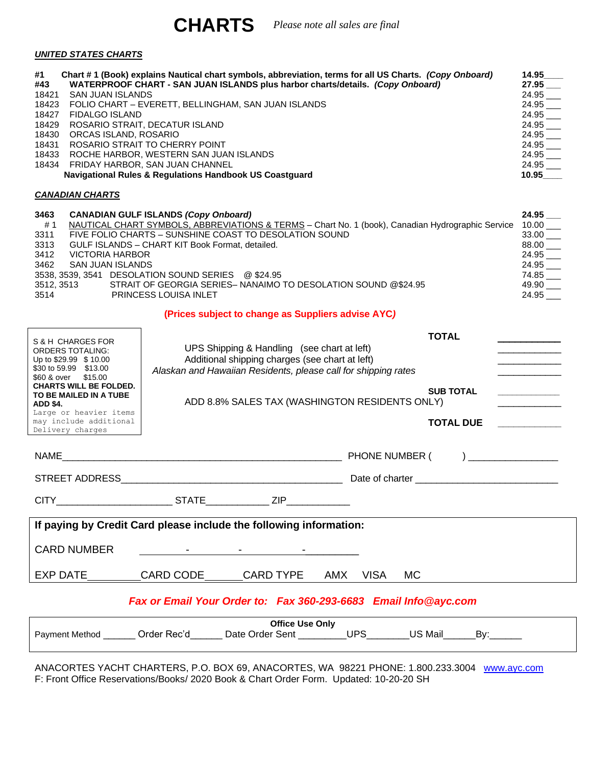# CHARTS *Please note all sales are final*

***UNITED STATES CHARTS***

| | | |
|---|---|---|
| **#1** | **Chart # 1 (Book) explains Nautical chart symbols, abbreviation, terms for all US Charts.** ***(Copy Onboard)*** | **14.95**____ |
| **#43** | **WATERPROOF CHART - SAN JUAN ISLANDS plus harbor charts/details.** ***(Copy Onboard)*** | **27.95** ___ |
| 18421 | SAN JUAN ISLANDS | 24.95 ___ |
| 18423 | FOLIO CHART – EVERETT, BELLINGHAM, SAN JUAN ISLANDS | 24.95 ___ |
| 18427 | FIDALGO ISLAND | 24.95 ___ |
| 18429 | ROSARIO STRAIT, DECATUR ISLAND | 24.95 ___ |
| 18430 | ORCAS ISLAND, ROSARIO | 24.95 ___ |
| 18431 | ROSARIO STRAIT TO CHERRY POINT | 24.95 ___ |
| 18433 | ROCHE HARBOR, WESTERN SAN JUAN ISLANDS | 24.95 ___ |
| 18434 | FRIDAY HARBOR, SAN JUAN CHANNEL | 24.95 ___ |
| | **Navigational Rules & Regulations Handbook US Coastguard** | **10.95**____ |

***CANADIAN CHARTS***

| | | |
|---|---|---|
| **3463** | **CANADIAN GULF ISLANDS** ***(Copy Onboard)*** | **24.95** ___ |
| # 1 | NAUTICAL CHART SYMBOLS, ABBREVIATIONS & TERMS – Chart No. 1 (book), Canadian Hydrographic Service | 10.00 ___ |
| 3311 | FIVE FOLIO CHARTS – SUNSHINE COAST TO DESOLATION SOUND | 33.00 ___ |
| 3313 | GULF ISLANDS – CHART KIT Book Format, detailed. | 88.00 ___ |
| 3412 | VICTORIA HARBOR | 24.95 ___ |
| 3462 | SAN JUAN ISLANDS | 24.95 ___ |
| 3538, 3539, 3541 | DESOLATION SOUND SERIES @ $24.95 | 74.85 ___ |
| 3512, 3513 | STRAIT OF GEORGIA SERIES– NANAIMO TO DESOLATION SOUND @$24.95 | 49.90 ___ |
| 3514 | PRINCESS LOUISA INLET | 24.95 ___ |

**(Prices subject to change as Suppliers advise AYC*)***

S & H CHARGES FOR ORDERS TOTALING:
Up to $29.99 $ 10.00
$30 to 59.99 $13.00
$60 & over $15.00
**CHARTS WILL BE FOLDED. TO BE MAILED IN A TUBE ADD $4.**
Large or heavier items may include additional Delivery charges

**TOTAL** ____________

UPS Shipping & Handling (see chart at left) ____________

Additional shipping charges (see chart at left) ____________

*Alaskan and Hawaiian Residents, please call for shipping rates* ____________

**SUB TOTAL** ____________

ADD 8.8% SALES TAX (WASHINGTON RESIDENTS ONLY) ____________

**TOTAL DUE** ____________

NAME______________________________________________________ PHONE NUMBER (        ) _________________

STREET ADDRESS__________________________________________ Date of charter ___________________________

CITY______________________ STATE____________ ZIP____________

**If paying by Credit Card please include the following information:**

CARD NUMBER _________ - _________ - _________ - _________

EXP DATE_________CARD CODE______CARD TYPE AMX VISA MC

***Fax or Email Your Order to: Fax 360-293-6683 Email Info@ayc.com***

**Office Use Only**

Payment Method ______ Order Rec'd______ Date Order Sent _________UPS________US Mail______By:______

ANACORTES YACHT CHARTERS, P.O. BOX 69, ANACORTES, WA 98221 PHONE: 1.800.233.3004 www.ayc.com
F: Front Office Reservations/Books/ 2020 Book & Chart Order Form. Updated: 10-20-20 SH